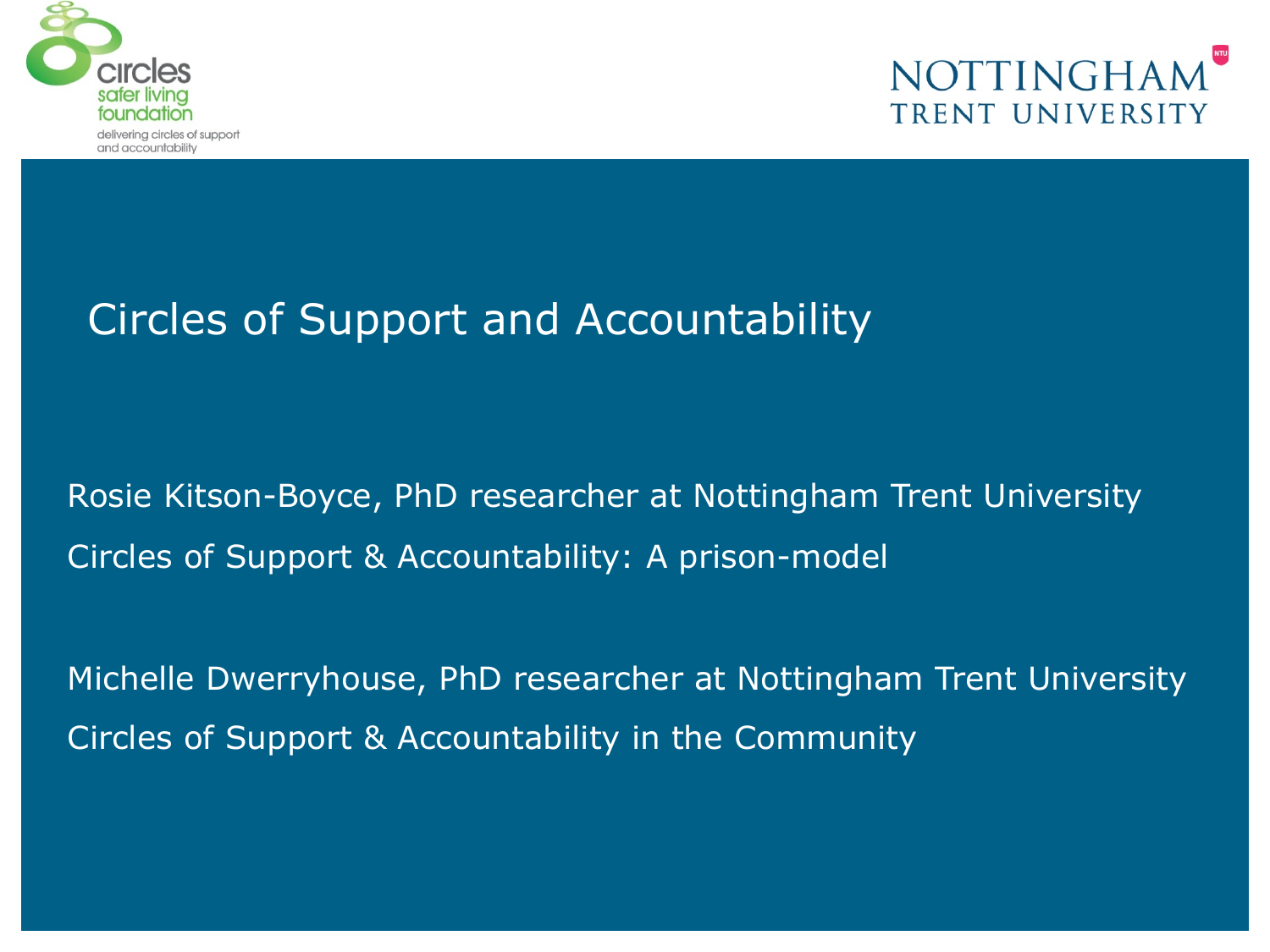circles safer living foundation
delivering circles of support and accountability

NOTTINGHAM TRENT UNIVERSITY

# Circles of Support and Accountability

Rosie Kitson-Boyce, PhD researcher at Nottingham Trent University

Circles of Support & Accountability: A prison-model

Michelle Dwerryhouse, PhD researcher at Nottingham Trent University

Circles of Support & Accountability in the Community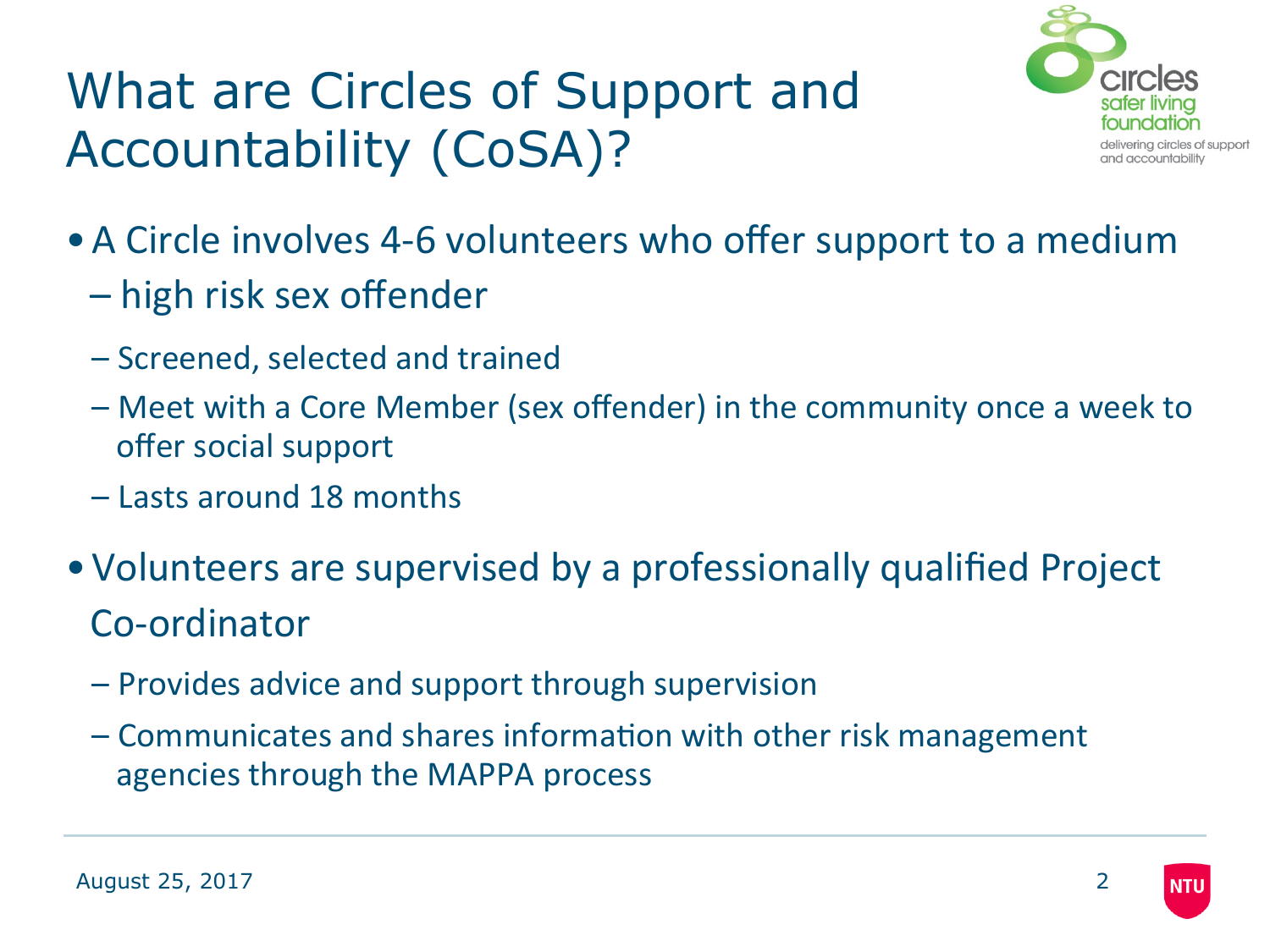# What are Circles of Support and Accountability (CoSA)?

- A Circle involves 4-6 volunteers who offer support to a medium – high risk sex offender
  - Screened, selected and trained
  - Meet with a Core Member (sex offender) in the community once a week to offer social support
  - Lasts around 18 months
- Volunteers are supervised by a professionally qualified Project Co-ordinator
  - Provides advice and support through supervision
  - Communicates and shares information with other risk management agencies through the MAPPA process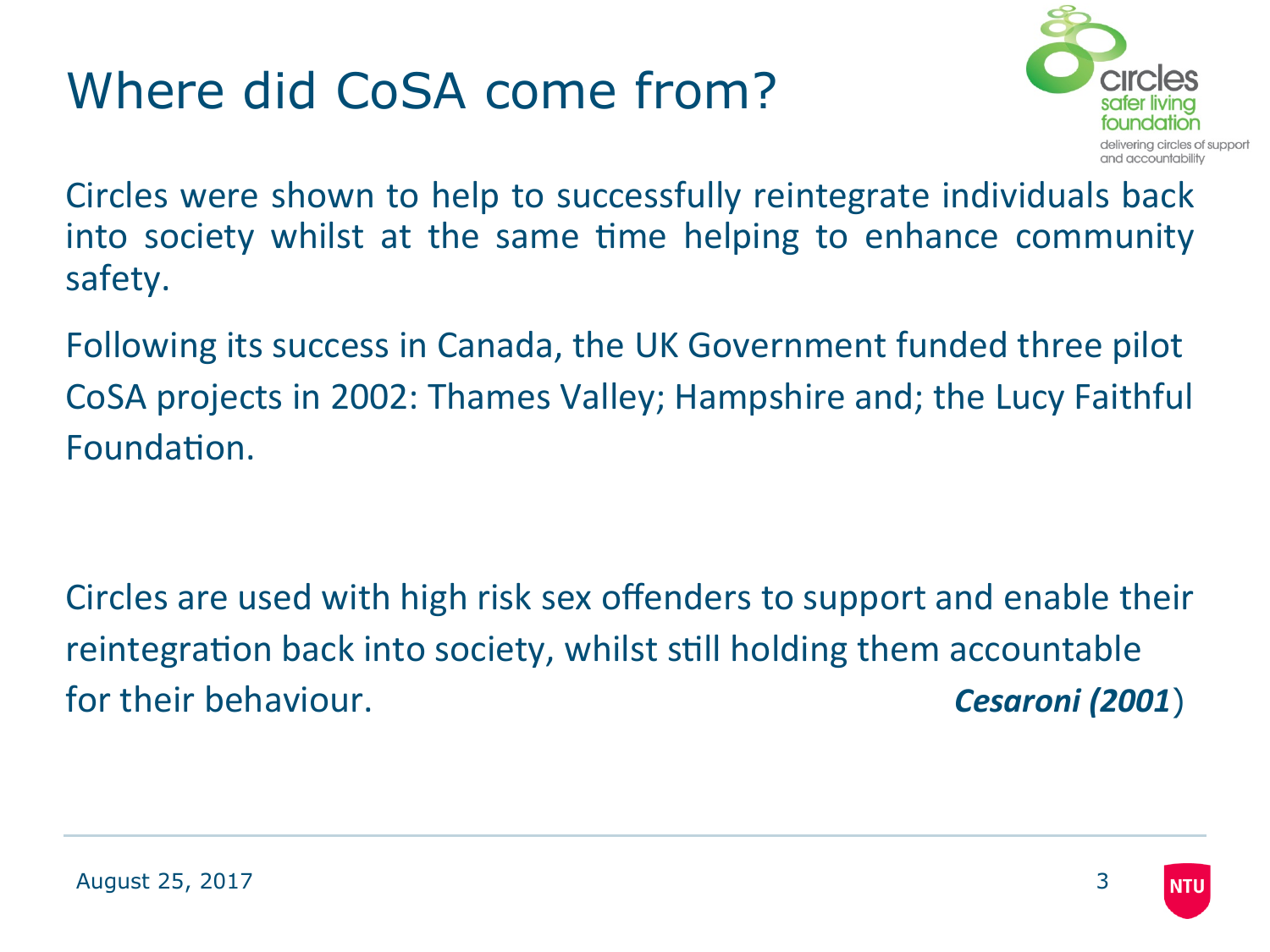# Where did CoSA come from?

Circles were shown to help to successfully reintegrate individuals back into society whilst at the same time helping to enhance community safety.

Following its success in Canada, the UK Government funded three pilot CoSA projects in 2002: Thames Valley; Hampshire and; the Lucy Faithful Foundation.

Circles are used with high risk sex offenders to support and enable their reintegration back into society, whilst still holding them accountable for their behaviour. ***Cesaroni (2001***)

August 25, 2017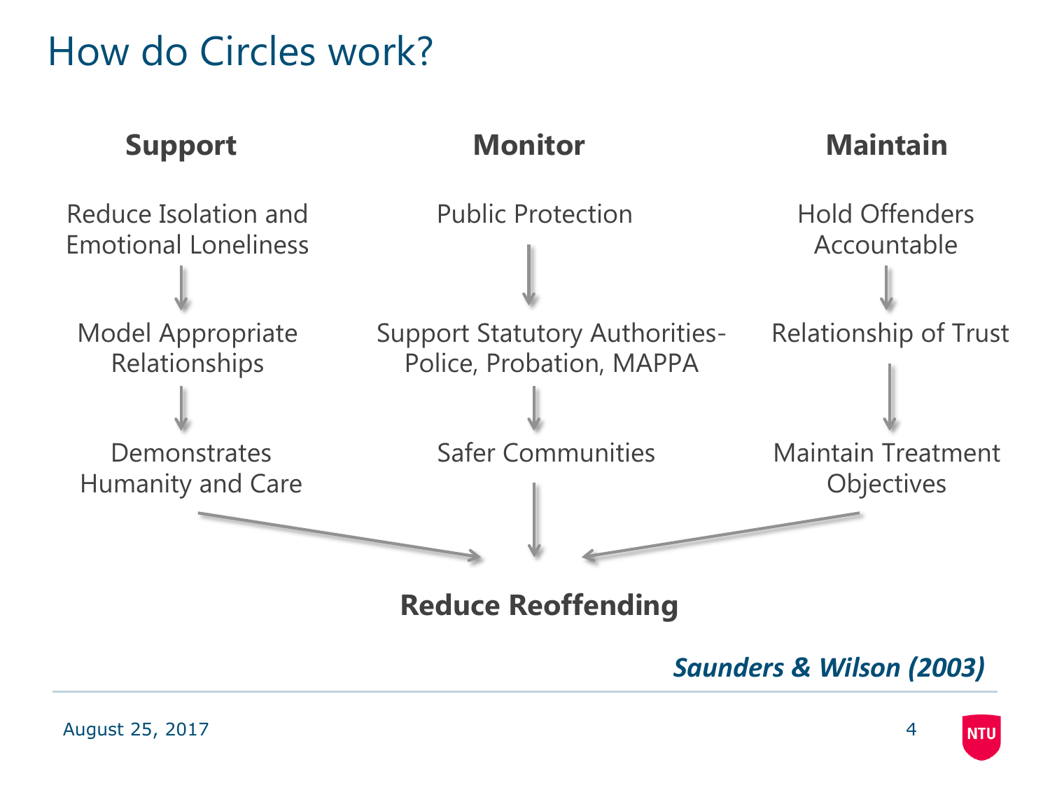# How do Circles work?

| **Support** | **Monitor** | **Maintain** |
| --- | --- | --- |
| Reduce Isolation and Emotional Loneliness | Public Protection | Hold Offenders Accountable |
| ↓ | ↓ | ↓ |
| Model Appropriate Relationships | Support Statutory Authorities- Police, Probation, MAPPA | Relationship of Trust |
| ↓ | ↓ | ↓ |
| Demonstrates Humanity and Care | Safer Communities | Maintain Treatment Objectives |

↓

**Reduce Reoffending**

***Saunders & Wilson (2003)***

August 25, 2017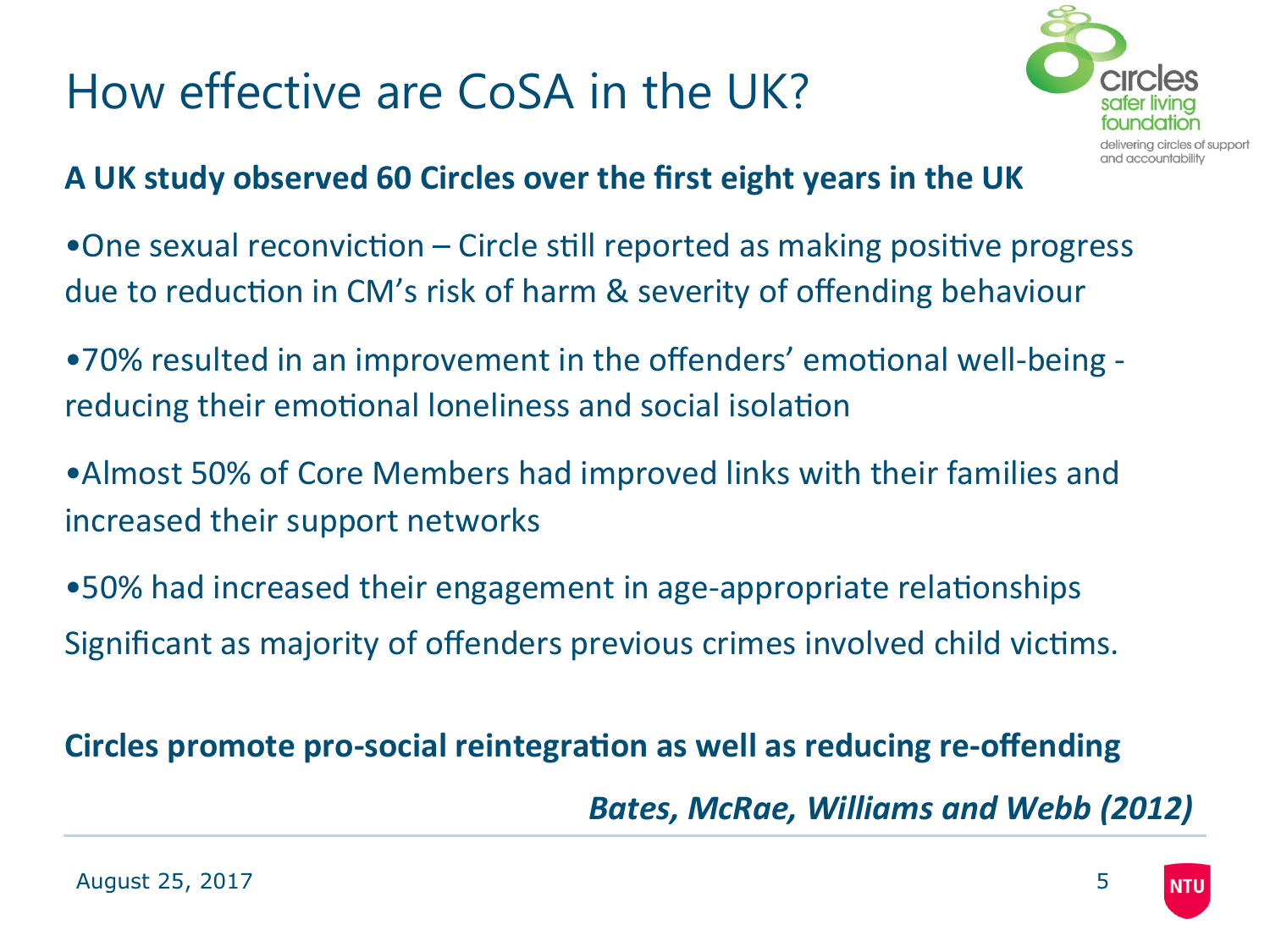# How effective are CoSA in the UK?

**A UK study observed 60 Circles over the first eight years in the UK**

- One sexual reconviction – Circle still reported as making positive progress due to reduction in CM's risk of harm & severity of offending behaviour
- 70% resulted in an improvement in the offenders' emotional well-being - reducing their emotional loneliness and social isolation
- Almost 50% of Core Members had improved links with their families and increased their support networks
- 50% had increased their engagement in age-appropriate relationships

Significant as majority of offenders previous crimes involved child victims.

**Circles promote pro-social reintegration as well as reducing re-offending**

***Bates, McRae, Williams and Webb (2012)***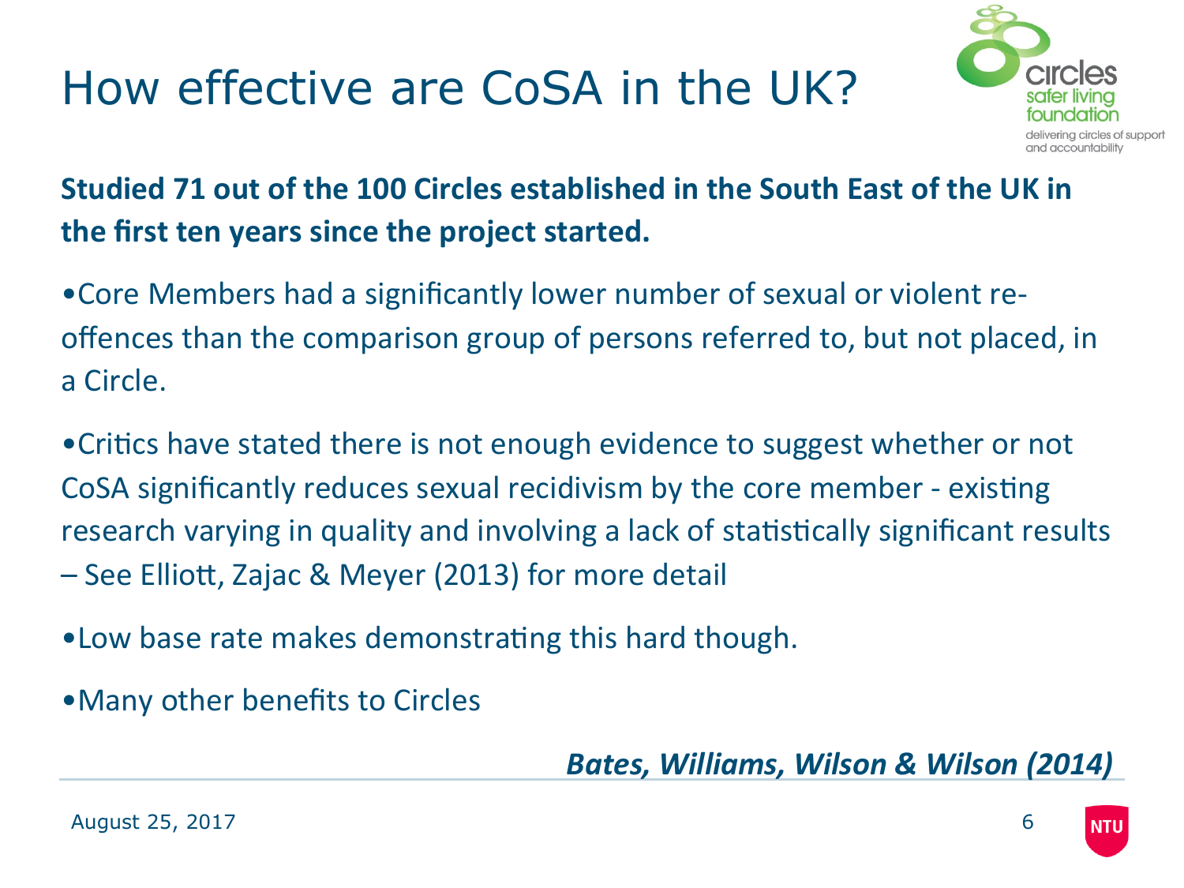# How effective are CoSA in the UK?

**Studied 71 out of the 100 Circles established in the South East of the UK in the first ten years since the project started.**

- Core Members had a significantly lower number of sexual or violent re-offences than the comparison group of persons referred to, but not placed, in a Circle.

- Critics have stated there is not enough evidence to suggest whether or not CoSA significantly reduces sexual recidivism by the core member - existing research varying in quality and involving a lack of statistically significant results – See Elliott, Zajac & Meyer (2013) for more detail

- Low base rate makes demonstrating this hard though.

- Many other benefits to Circles

***Bates, Williams, Wilson & Wilson (2014)***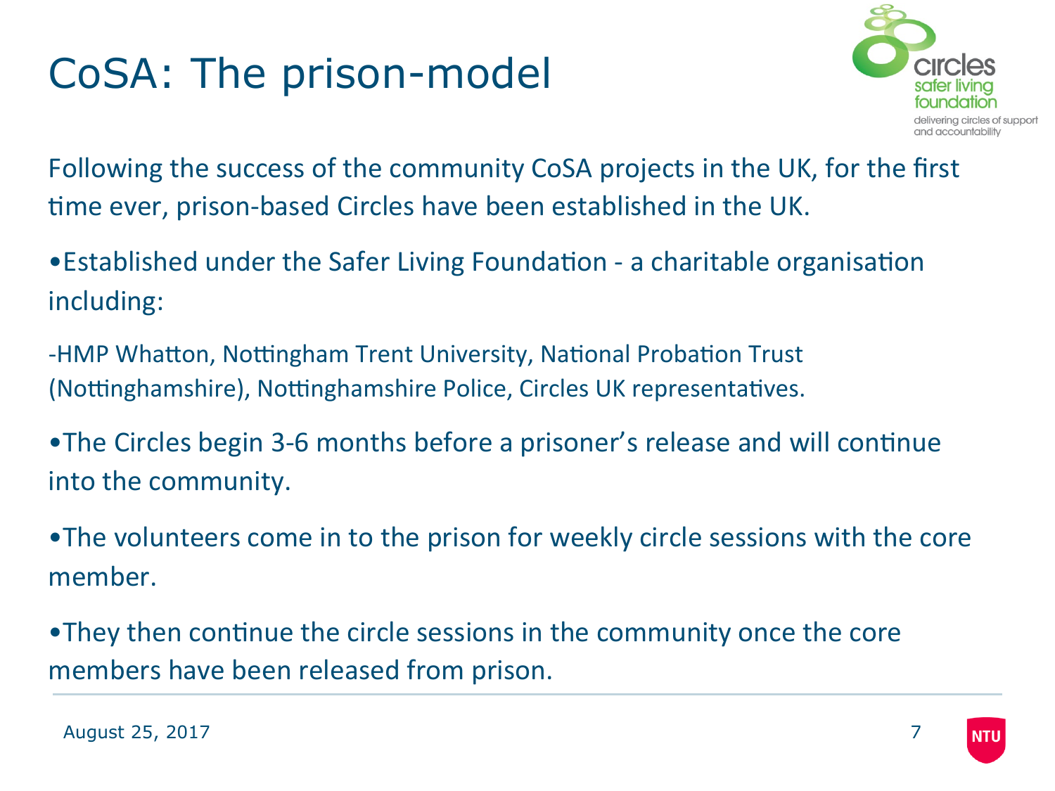# CoSA: The prison-model

Following the success of the community CoSA projects in the UK, for the first time ever, prison-based Circles have been established in the UK.

- Established under the Safer Living Foundation - a charitable organisation including:

-HMP Whatton, Nottingham Trent University, National Probation Trust (Nottinghamshire), Nottinghamshire Police, Circles UK representatives.

- The Circles begin 3-6 months before a prisoner's release and will continue into the community.
- The volunteers come in to the prison for weekly circle sessions with the core member.
- They then continue the circle sessions in the community once the core members have been released from prison.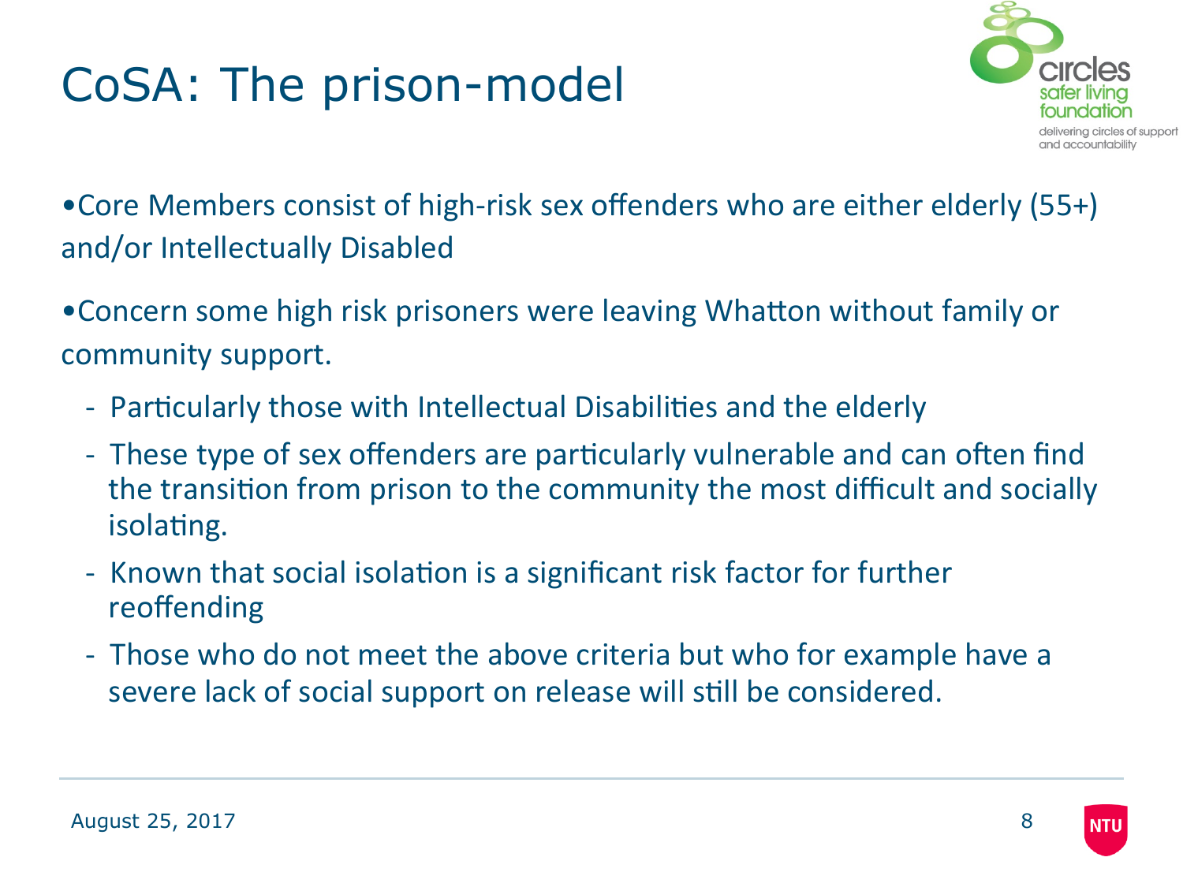# CoSA: The prison-model

- Core Members consist of high-risk sex offenders who are either elderly (55+) and/or Intellectually Disabled
- Concern some high risk prisoners were leaving Whatton without family or community support.
  - Particularly those with Intellectual Disabilities and the elderly
  - These type of sex offenders are particularly vulnerable and can often find the transition from prison to the community the most difficult and socially isolating.
  - Known that social isolation is a significant risk factor for further reoffending
  - Those who do not meet the above criteria but who for example have a severe lack of social support on release will still be considered.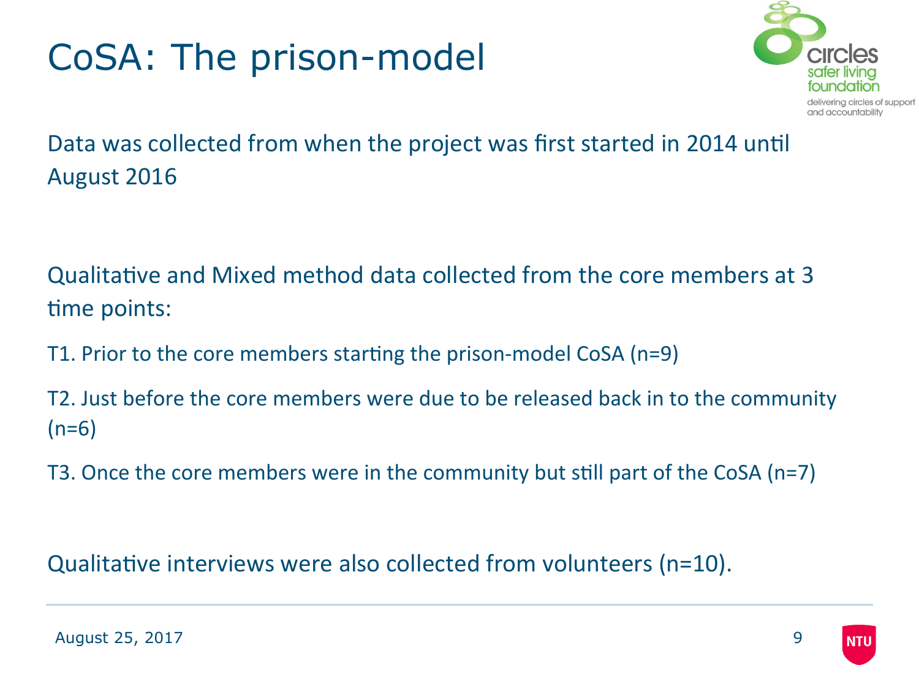# CoSA: The prison-model

Data was collected from when the project was first started in 2014 until August 2016

Qualitative and Mixed method data collected from the core members at 3 time points:

T1. Prior to the core members starting the prison-model CoSA (n=9)

T2. Just before the core members were due to be released back in to the community (n=6)

T3. Once the core members were in the community but still part of the CoSA (n=7)

Qualitative interviews were also collected from volunteers (n=10).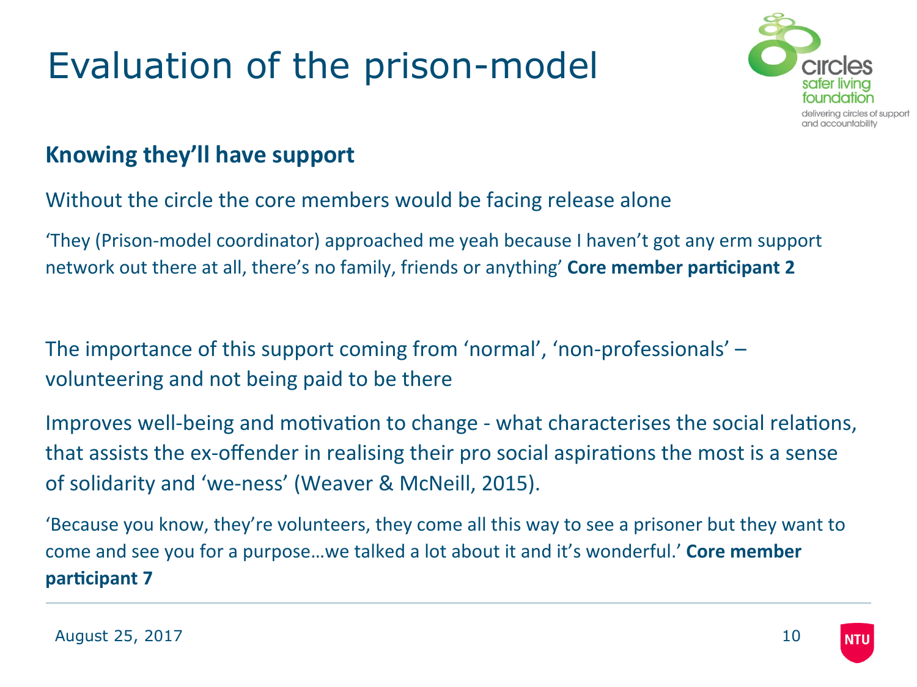# Evaluation of the prison-model

## Knowing they'll have support

Without the circle the core members would be facing release alone

'They (Prison-model coordinator) approached me yeah because I haven't got any erm support network out there at all, there's no family, friends or anything' **Core member participant 2**

The importance of this support coming from 'normal', 'non-professionals' – volunteering and not being paid to be there

Improves well-being and motivation to change - what characterises the social relations, that assists the ex-offender in realising their pro social aspirations the most is a sense of solidarity and 'we-ness' (Weaver & McNeill, 2015).

'Because you know, they're volunteers, they come all this way to see a prisoner but they want to come and see you for a purpose…we talked a lot about it and it's wonderful.' **Core member participant 7**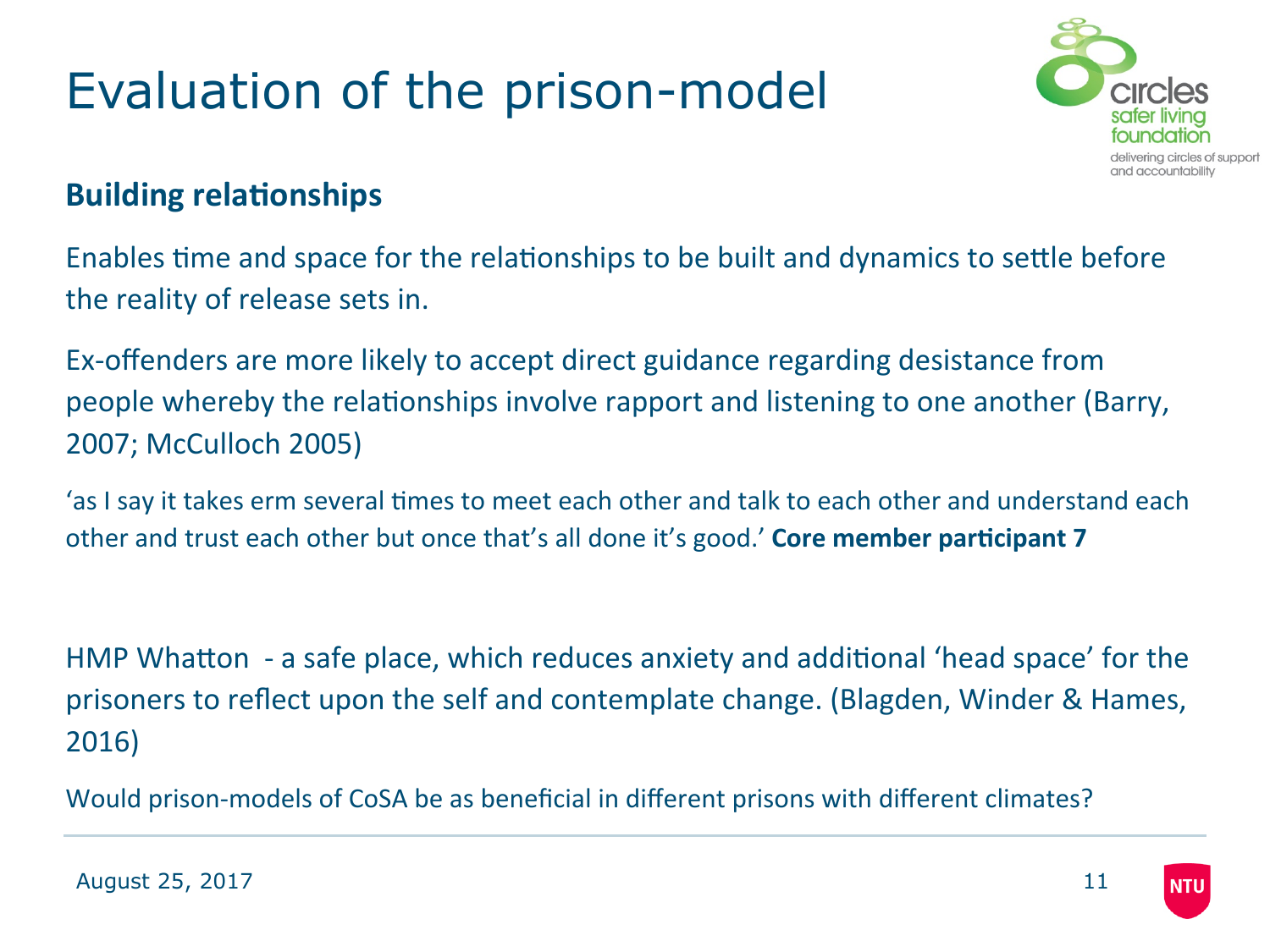# Evaluation of the prison-model

**Building relationships**

Enables time and space for the relationships to be built and dynamics to settle before the reality of release sets in.

Ex-offenders are more likely to accept direct guidance regarding desistance from people whereby the relationships involve rapport and listening to one another (Barry, 2007; McCulloch 2005)

'as I say it takes erm several times to meet each other and talk to each other and understand each other and trust each other but once that's all done it's good.' **Core member participant 7**

HMP Whatton - a safe place, which reduces anxiety and additional 'head space' for the prisoners to reflect upon the self and contemplate change. (Blagden, Winder & Hames, 2016)

Would prison-models of CoSA be as beneficial in different prisons with different climates?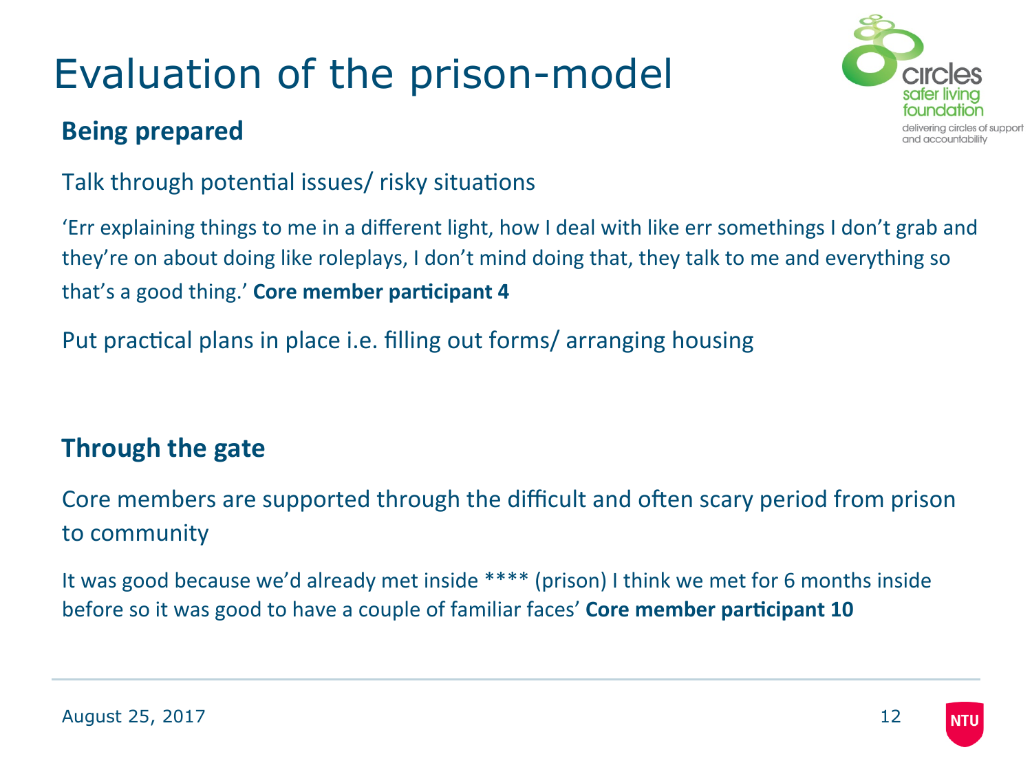# Evaluation of the prison-model

## Being prepared

Talk through potential issues/ risky situations

'Err explaining things to me in a different light, how I deal with like err somethings I don't grab and they're on about doing like roleplays, I don't mind doing that, they talk to me and everything so that's a good thing.' **Core member participant 4**

Put practical plans in place i.e. filling out forms/ arranging housing

## Through the gate

Core members are supported through the difficult and often scary period from prison to community

It was good because we'd already met inside **** (prison) I think we met for 6 months inside before so it was good to have a couple of familiar faces' **Core member participant 10**

August 25, 2017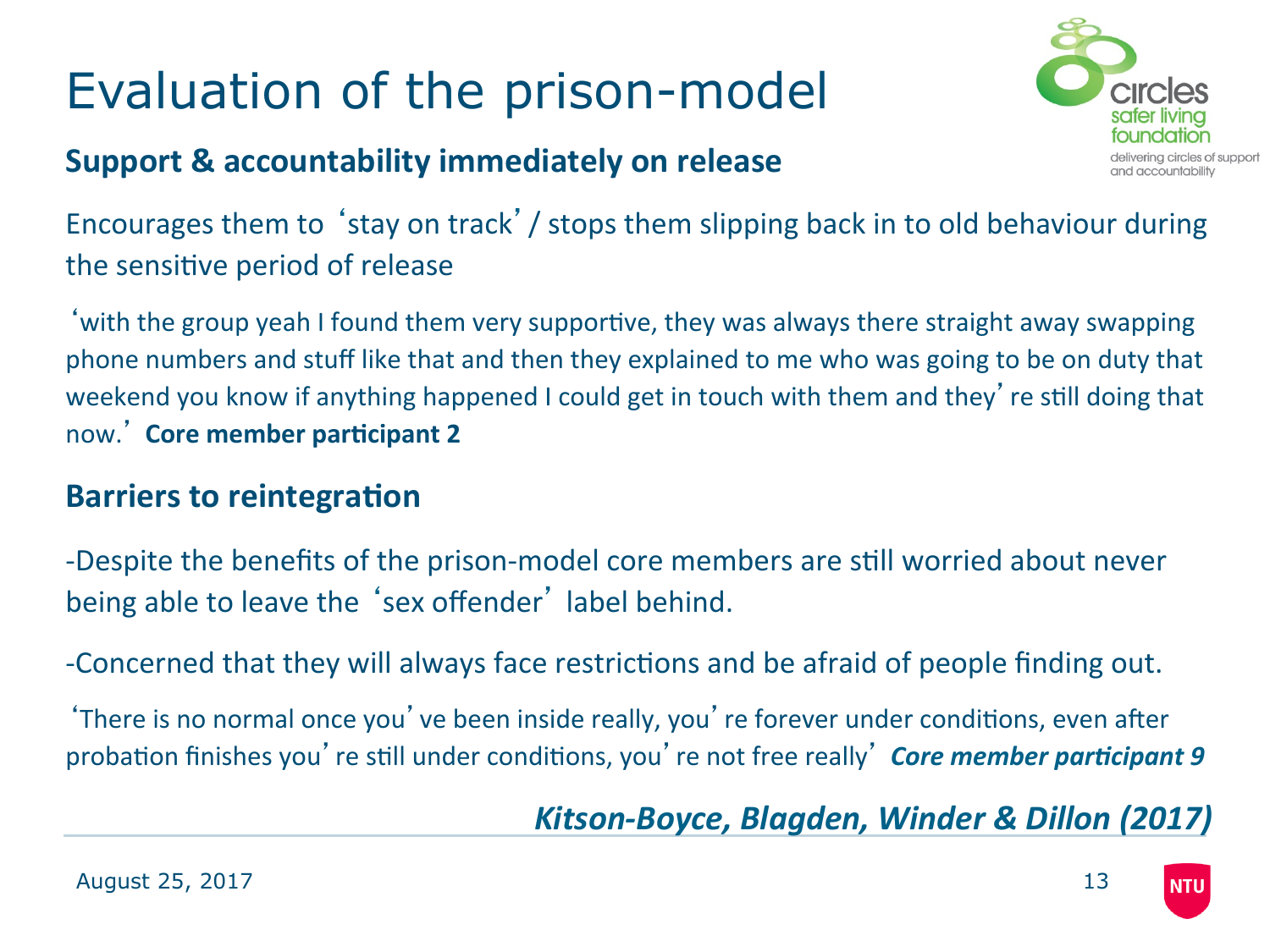# Evaluation of the prison-model

## Support & accountability immediately on release

Encourages them to 'stay on track' / stops them slipping back in to old behaviour during the sensitive period of release

'with the group yeah I found them very supportive, they was always there straight away swapping phone numbers and stuff like that and then they explained to me who was going to be on duty that weekend you know if anything happened I could get in touch with them and they're still doing that now.' **Core member participant 2**

## Barriers to reintegration

-Despite the benefits of the prison-model core members are still worried about never being able to leave the 'sex offender' label behind.

-Concerned that they will always face restrictions and be afraid of people finding out.

'There is no normal once you've been inside really, you're forever under conditions, even after probation finishes you're still under conditions, you're not free really' ***Core member participant 9***

***Kitson-Boyce, Blagden, Winder & Dillon (2017)***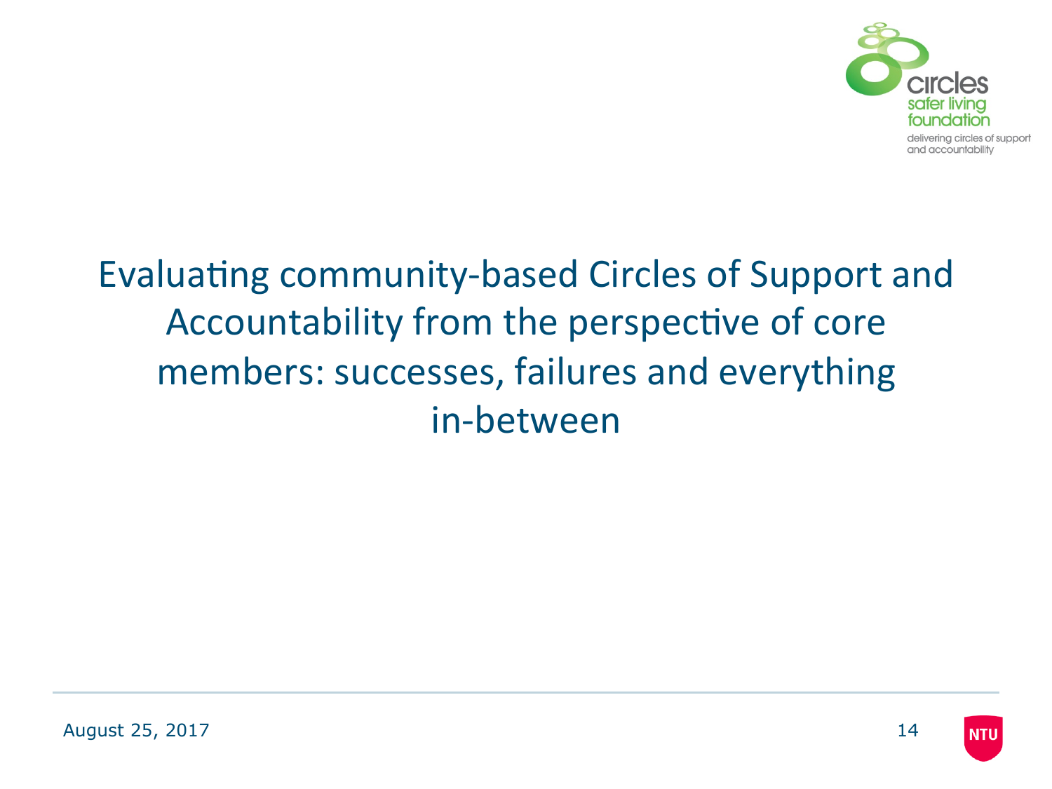# Evaluating community-based Circles of Support and Accountability from the perspective of core members: successes, failures and everything in-between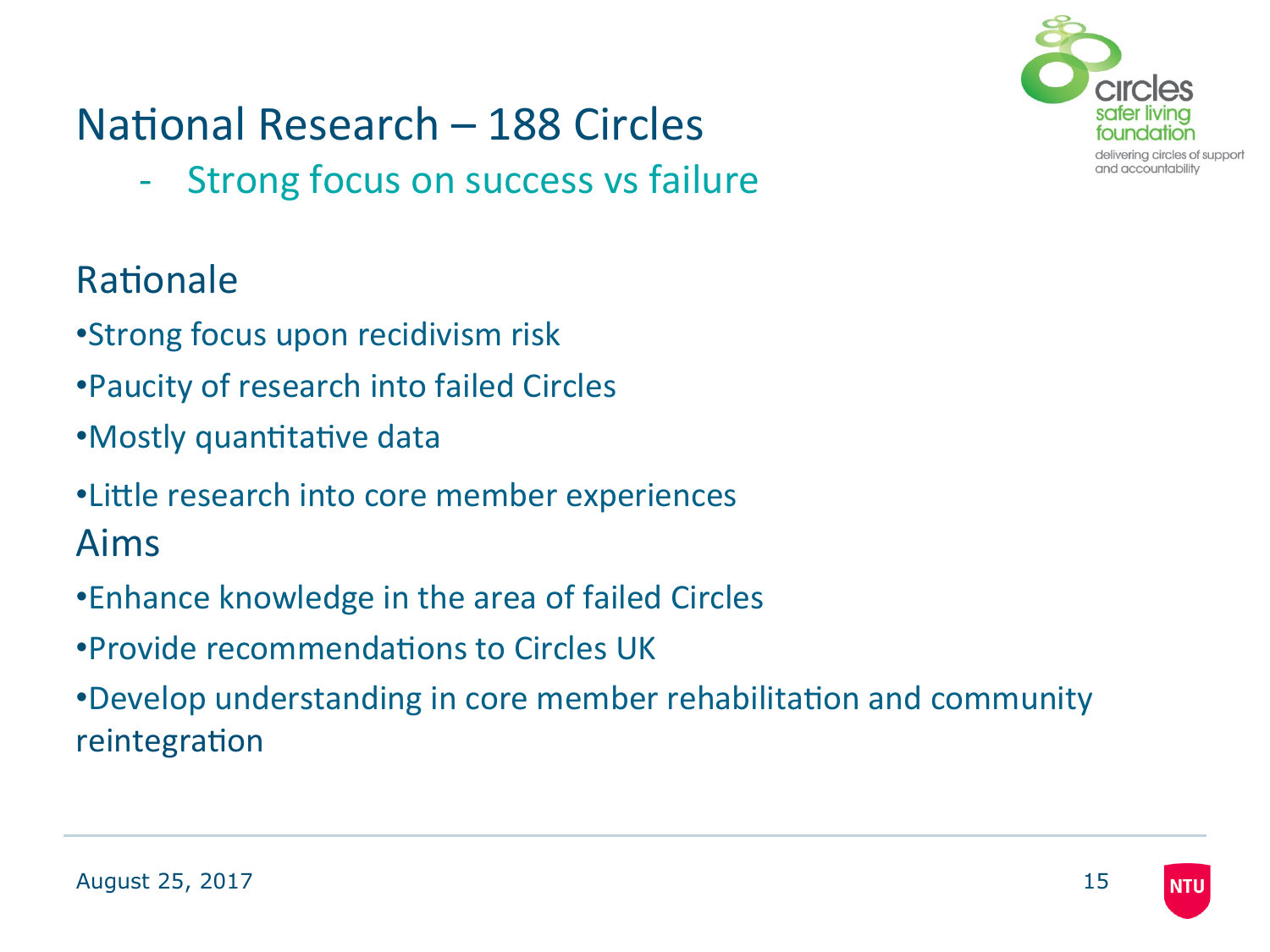# National Research – 188 Circles

- Strong focus on success vs failure

## Rationale

- Strong focus upon recidivism risk
- Paucity of research into failed Circles
- Mostly quantitative data
- Little research into core member experiences

## Aims

- Enhance knowledge in the area of failed Circles
- Provide recommendations to Circles UK
- Develop understanding in core member rehabilitation and community reintegration

August 25, 2017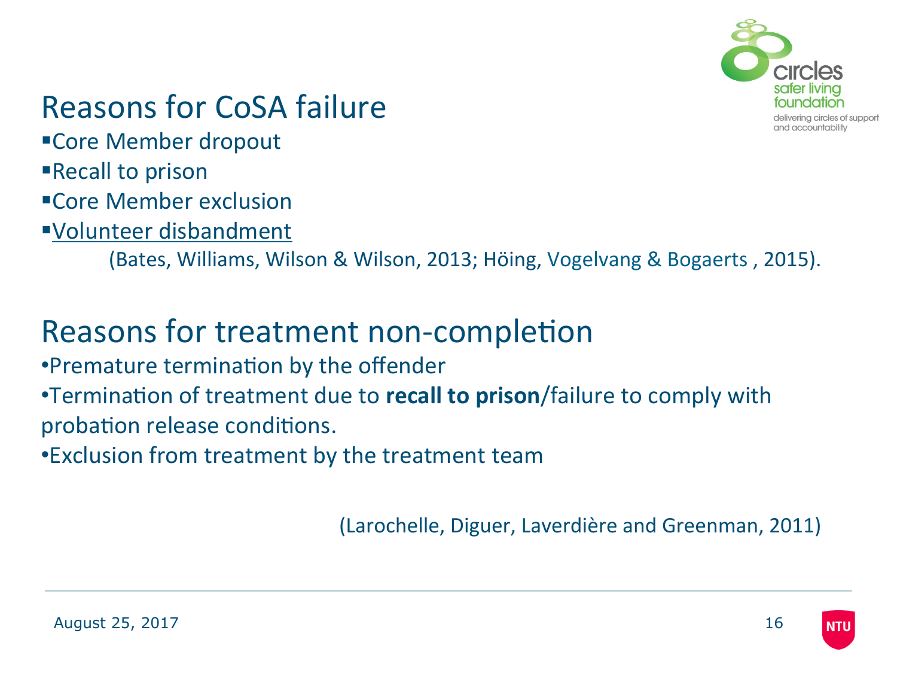## Reasons for CoSA failure

- Core Member dropout
- Recall to prison
- Core Member exclusion
- <u>Volunteer disbandment</u>

(Bates, Williams, Wilson & Wilson, 2013; Höing, Vogelvang & Bogaerts , 2015).

## Reasons for treatment non-completion

- Premature termination by the offender
- Termination of treatment due to **recall to prison**/failure to comply with probation release conditions.
- Exclusion from treatment by the treatment team

(Larochelle, Diguer, Laverdière and Greenman, 2011)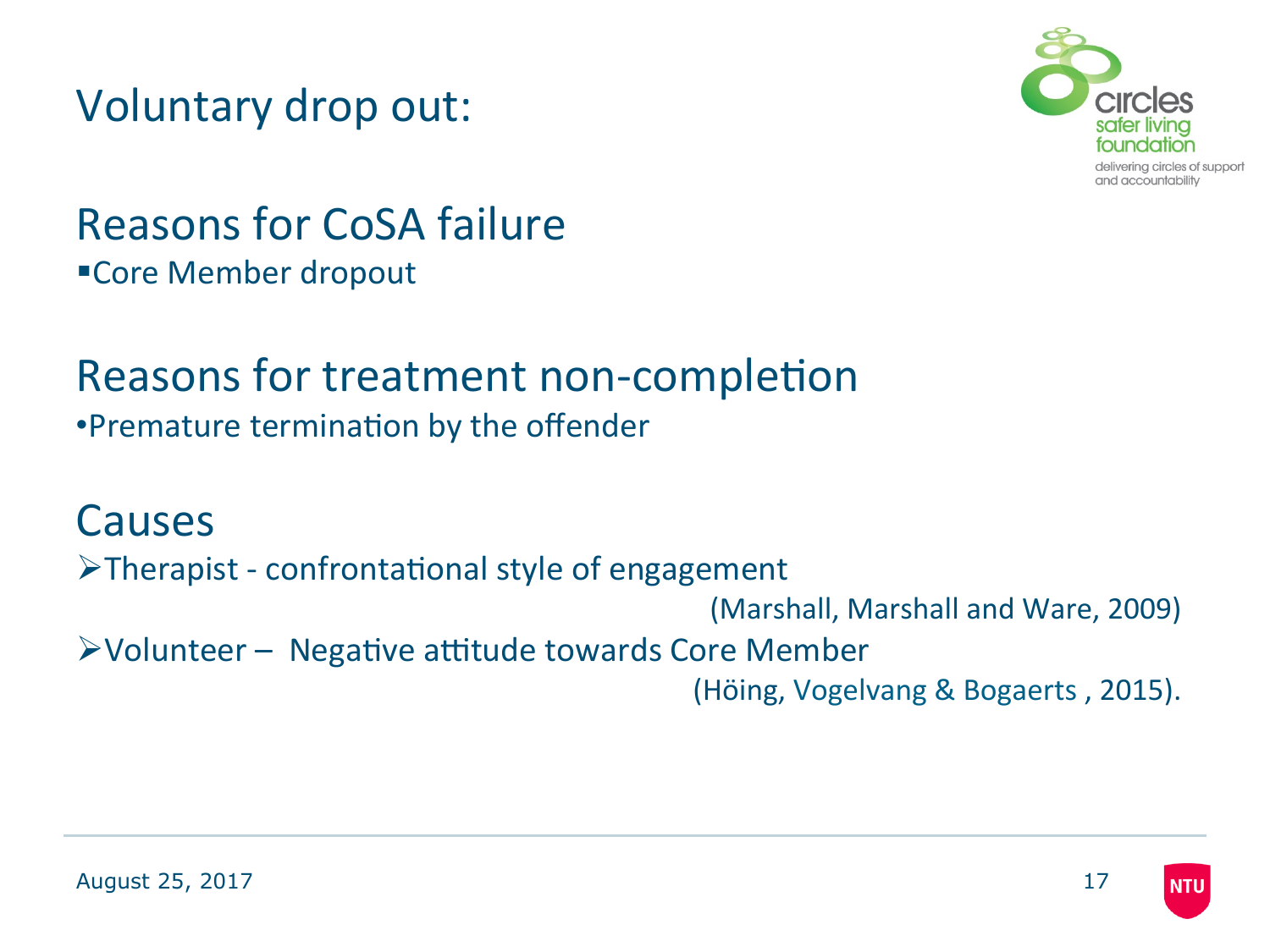# Voluntary drop out:

## Reasons for CoSA failure

- Core Member dropout

## Reasons for treatment non-completion

- Premature termination by the offender

## Causes

- Therapist - confrontational style of engagement (Marshall, Marshall and Ware, 2009)
- Volunteer – Negative attitude towards Core Member (Höing, Vogelvang & Bogaerts , 2015).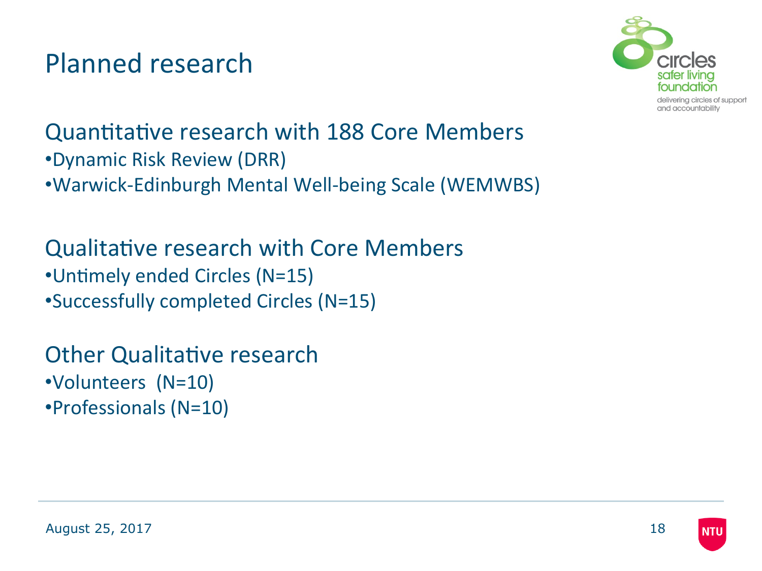# Planned research

## Quantitative research with 188 Core Members

- Dynamic Risk Review (DRR)
- Warwick-Edinburgh Mental Well-being Scale (WEMWBS)

## Qualitative research with Core Members

- Untimely ended Circles (N=15)
- Successfully completed Circles (N=15)

## Other Qualitative research

- Volunteers (N=10)
- Professionals (N=10)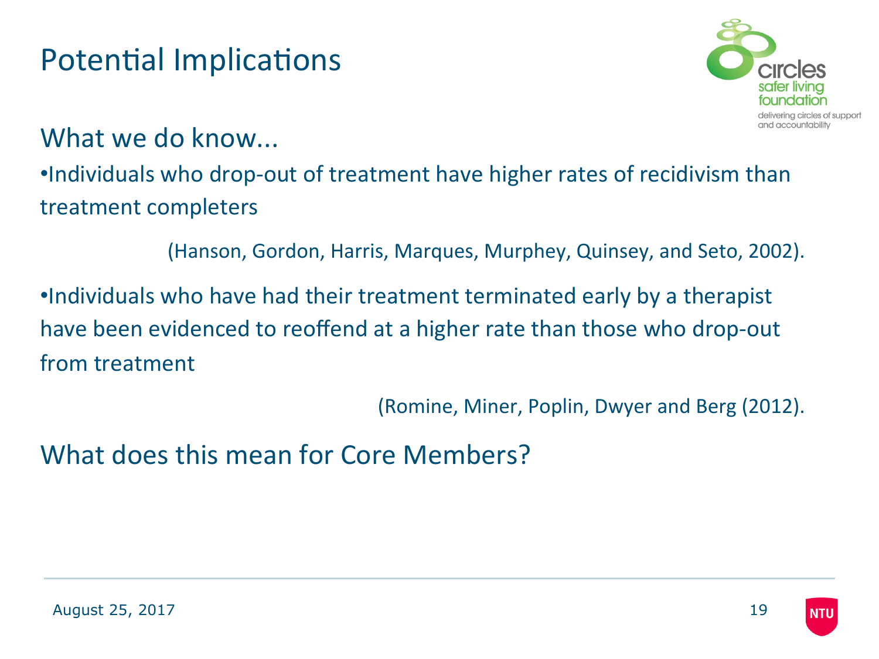# Potential Implications

## What we do know...

- Individuals who drop-out of treatment have higher rates of recidivism than treatment completers

(Hanson, Gordon, Harris, Marques, Murphey, Quinsey, and Seto, 2002).

- Individuals who have had their treatment terminated early by a therapist have been evidenced to reoffend at a higher rate than those who drop-out from treatment

(Romine, Miner, Poplin, Dwyer and Berg (2012).

## What does this mean for Core Members?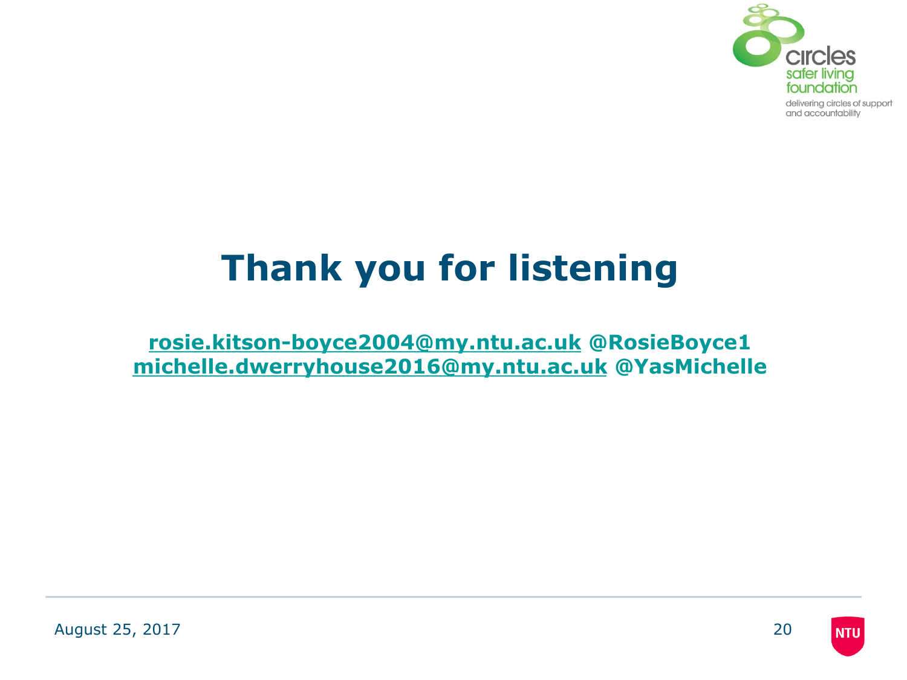# Thank you for listening

**rosie.kitson-boyce2004@my.ntu.ac.uk @RosieBoyce1**
**michelle.dwerryhouse2016@my.ntu.ac.uk @YasMichelle**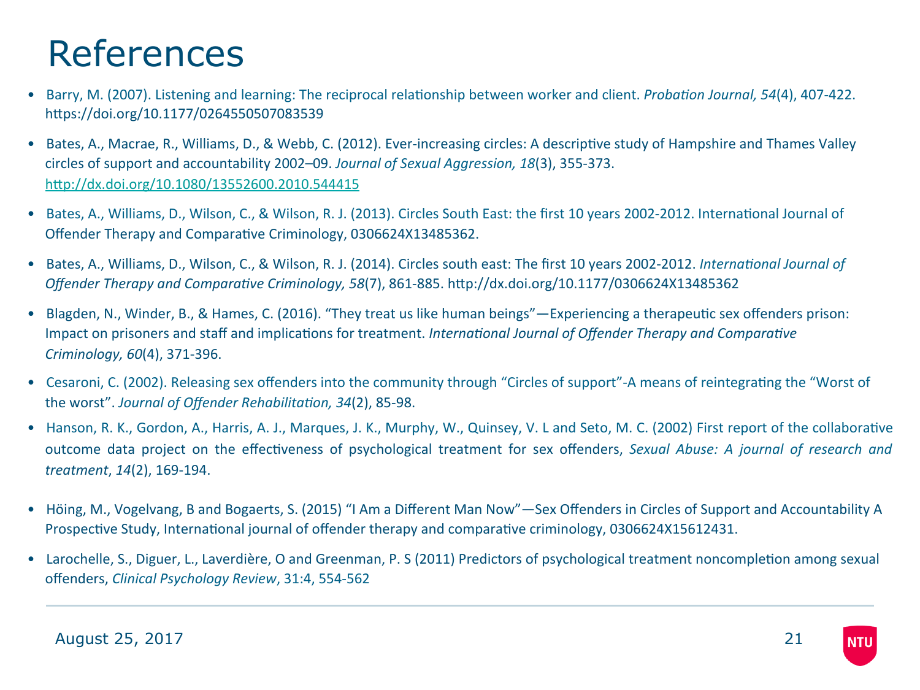# References

- Barry, M. (2007). Listening and learning: The reciprocal relationship between worker and client. *Probation Journal, 54*(4), 407-422. https://doi.org/10.1177/0264550507083539
- Bates, A., Macrae, R., Williams, D., & Webb, C. (2012). Ever-increasing circles: A descriptive study of Hampshire and Thames Valley circles of support and accountability 2002–09. *Journal of Sexual Aggression, 18*(3), 355-373. http://dx.doi.org/10.1080/13552600.2010.544415
- Bates, A., Williams, D., Wilson, C., & Wilson, R. J. (2013). Circles South East: the first 10 years 2002-2012. International Journal of Offender Therapy and Comparative Criminology, 0306624X13485362.
- Bates, A., Williams, D., Wilson, C., & Wilson, R. J. (2014). Circles south east: The first 10 years 2002-2012. *International Journal of Offender Therapy and Comparative Criminology, 58*(7), 861-885. http://dx.doi.org/10.1177/0306624X13485362
- Blagden, N., Winder, B., & Hames, C. (2016). "They treat us like human beings"—Experiencing a therapeutic sex offenders prison: Impact on prisoners and staff and implications for treatment. *International Journal of Offender Therapy and Comparative Criminology, 60*(4), 371-396.
- Cesaroni, C. (2002). Releasing sex offenders into the community through "Circles of support"-A means of reintegrating the "Worst of the worst". *Journal of Offender Rehabilitation, 34*(2), 85-98.
- Hanson, R. K., Gordon, A., Harris, A. J., Marques, J. K., Murphy, W., Quinsey, V. L and Seto, M. C. (2002) First report of the collaborative outcome data project on the effectiveness of psychological treatment for sex offenders, *Sexual Abuse: A journal of research and treatment*, *14*(2), 169-194.
- Höing, M., Vogelvang, B and Bogaerts, S. (2015) "I Am a Different Man Now"—Sex Offenders in Circles of Support and Accountability A Prospective Study, International journal of offender therapy and comparative criminology, 0306624X15612431.
- Larochelle, S., Diguer, L., Laverdière, O and Greenman, P. S (2011) Predictors of psychological treatment noncompletion among sexual offenders, *Clinical Psychology Review*, 31:4, 554-562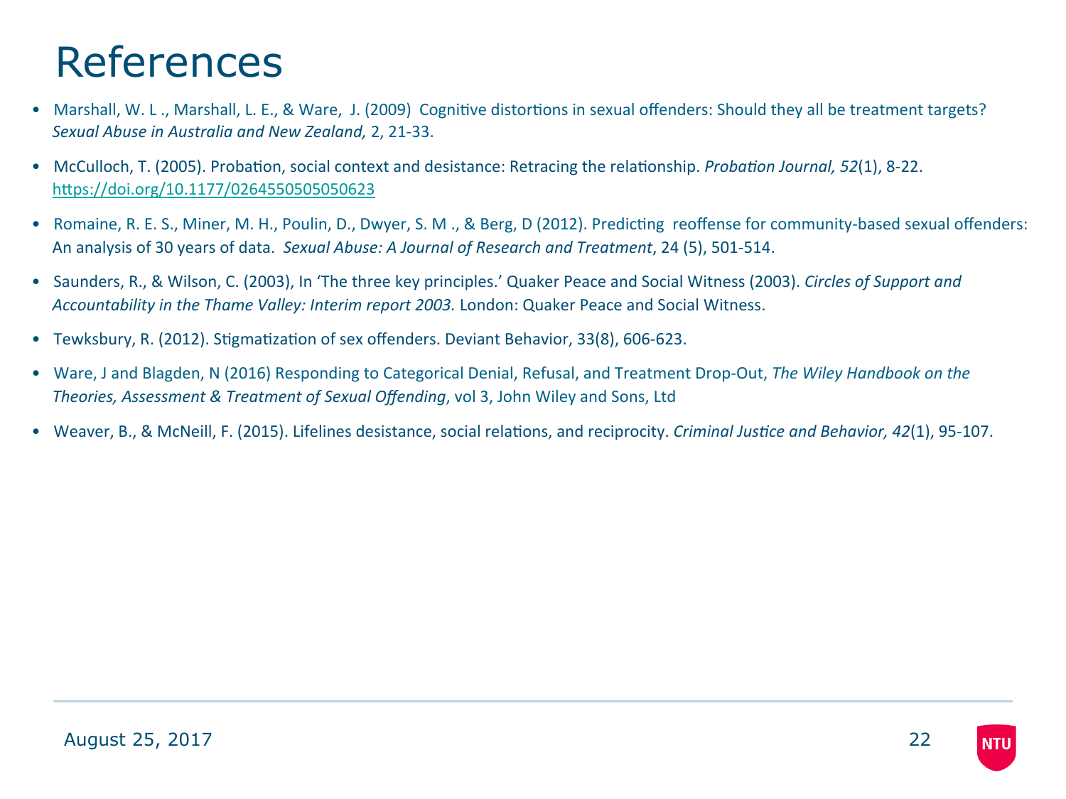# References

- Marshall, W. L ., Marshall, L. E., & Ware, J. (2009) Cognitive distortions in sexual offenders: Should they all be treatment targets? *Sexual Abuse in Australia and New Zealand,* 2, 21-33.
- McCulloch, T. (2005). Probation, social context and desistance: Retracing the relationship. *Probation Journal, 52*(1), 8-22. https://doi.org/10.1177/0264550505050623
- Romaine, R. E. S., Miner, M. H., Poulin, D., Dwyer, S. M ., & Berg, D (2012). Predicting reoffense for community-based sexual offenders: An analysis of 30 years of data. *Sexual Abuse: A Journal of Research and Treatment*, 24 (5), 501-514.
- Saunders, R., & Wilson, C. (2003), In 'The three key principles.' Quaker Peace and Social Witness (2003). *Circles of Support and Accountability in the Thame Valley: Interim report 2003.* London: Quaker Peace and Social Witness.
- Tewksbury, R. (2012). Stigmatization of sex offenders. Deviant Behavior, 33(8), 606-623.
- Ware, J and Blagden, N (2016) Responding to Categorical Denial, Refusal, and Treatment Drop-Out, *The Wiley Handbook on the Theories, Assessment & Treatment of Sexual Offending*, vol 3, John Wiley and Sons, Ltd
- Weaver, B., & McNeill, F. (2015). Lifelines desistance, social relations, and reciprocity. *Criminal Justice and Behavior, 42*(1), 95-107.

August 25, 2017